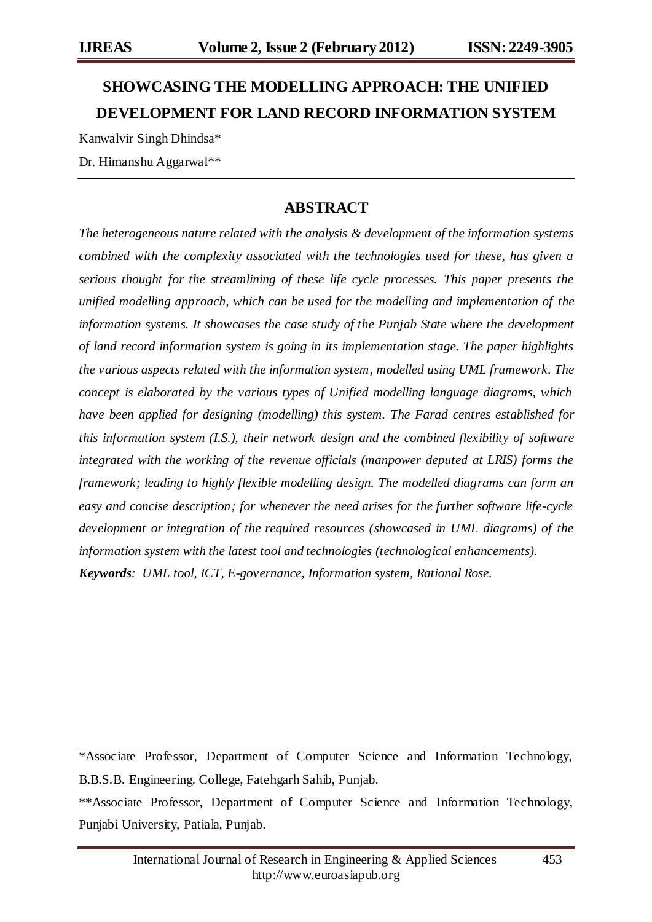# SHOWCASING THE MODELLING APPROACH: THE UNIFIED DEVELOPMENT FOR LAND RECORD INFORMATION SYSTEM

Kanwalvir Singh Dhindsa*

Dr. Himanshu Aggarwal**

---

## ABSTRACT

*The heterogeneous nature related with the analysis & development of the information systems combined with the complexity associated with the technologies used for these, has given a serious thought for the streamlining of these life cycle processes. This paper presents the unified modelling approach, which can be used for the modelling and implementation of the information systems. It showcases the case study of the Punjab State where the development of land record information system is going in its implementation stage. The paper highlights the various aspects related with the information system, modelled using UML framework. The concept is elaborated by the various types of Unified modelling language diagrams, which have been applied for designing (modelling) this system. The Farad centres established for this information system (I.S.), their network design and the combined flexibility of software integrated with the working of the revenue officials (manpower deputed at LRIS) forms the framework; leading to highly flexible modelling design. The modelled diagrams can form an easy and concise description; for whenever the need arises for the further software life-cycle development or integration of the required resources (showcased in UML diagrams) of the information system with the latest tool and technologies (technological enhancements).*

***Keywords**: UML tool, ICT, E-governance, Information system, Rational Rose.*

---

*Associate Professor, Department of Computer Science and Information Technology, B.B.S.B. Engineering. College, Fatehgarh Sahib, Punjab.

**Associate Professor, Department of Computer Science and Information Technology, Punjabi University, Patiala, Punjab.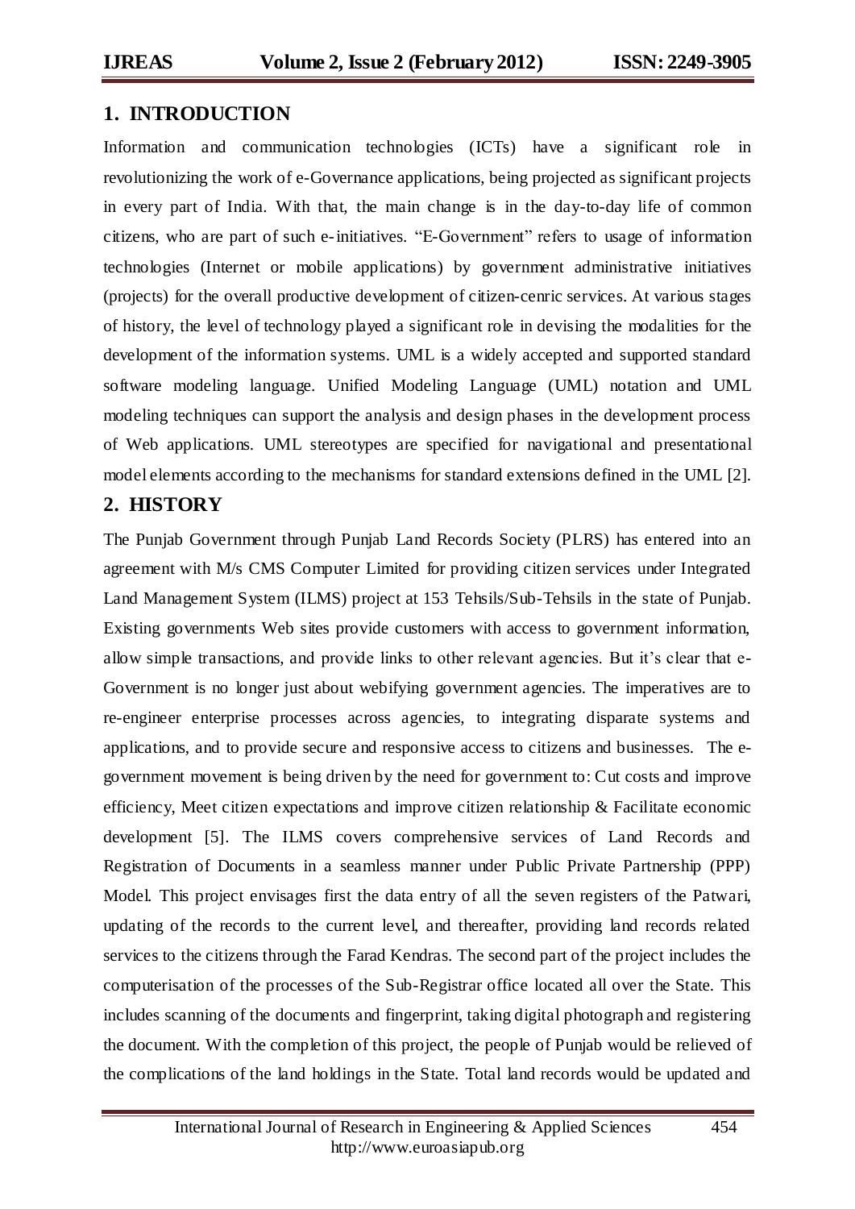## 1. INTRODUCTION

Information and communication technologies (ICTs) have a significant role in revolutionizing the work of e-Governance applications, being projected as significant projects in every part of India. With that, the main change is in the day-to-day life of common citizens, who are part of such e-initiatives. "E-Government" refers to usage of information technologies (Internet or mobile applications) by government administrative initiatives (projects) for the overall productive development of citizen-cenric services. At various stages of history, the level of technology played a significant role in devising the modalities for the development of the information systems. UML is a widely accepted and supported standard software modeling language. Unified Modeling Language (UML) notation and UML modeling techniques can support the analysis and design phases in the development process of Web applications. UML stereotypes are specified for navigational and presentational model elements according to the mechanisms for standard extensions defined in the UML [2].

## 2. HISTORY

The Punjab Government through Punjab Land Records Society (PLRS) has entered into an agreement with M/s CMS Computer Limited for providing citizen services under Integrated Land Management System (ILMS) project at 153 Tehsils/Sub-Tehsils in the state of Punjab. Existing governments Web sites provide customers with access to government information, allow simple transactions, and provide links to other relevant agencies. But it's clear that e-Government is no longer just about webifying government agencies. The imperatives are to re-engineer enterprise processes across agencies, to integrating disparate systems and applications, and to provide secure and responsive access to citizens and businesses. The e-government movement is being driven by the need for government to: Cut costs and improve efficiency, Meet citizen expectations and improve citizen relationship & Facilitate economic development [5]. The ILMS covers comprehensive services of Land Records and Registration of Documents in a seamless manner under Public Private Partnership (PPP) Model. This project envisages first the data entry of all the seven registers of the Patwari, updating of the records to the current level, and thereafter, providing land records related services to the citizens through the Farad Kendras. The second part of the project includes the computerisation of the processes of the Sub-Registrar office located all over the State. This includes scanning of the documents and fingerprint, taking digital photograph and registering the document. With the completion of this project, the people of Punjab would be relieved of the complications of the land holdings in the State. Total land records would be updated and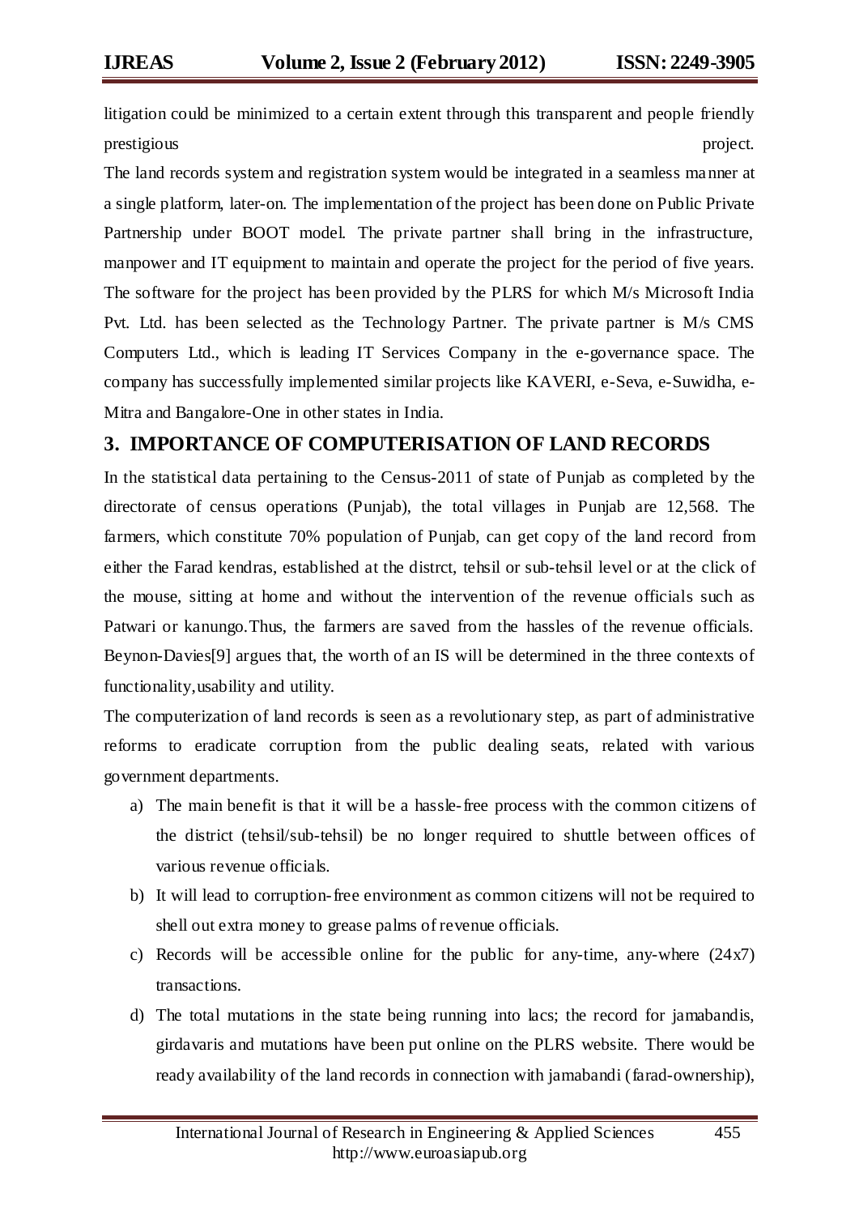litigation could be minimized to a certain extent through this transparent and people friendly prestigious project.

The land records system and registration system would be integrated in a seamless manner at a single platform, later-on. The implementation of the project has been done on Public Private Partnership under BOOT model. The private partner shall bring in the infrastructure, manpower and IT equipment to maintain and operate the project for the period of five years. The software for the project has been provided by the PLRS for which M/s Microsoft India Pvt. Ltd. has been selected as the Technology Partner. The private partner is M/s CMS Computers Ltd., which is leading IT Services Company in the e-governance space. The company has successfully implemented similar projects like KAVERI, e-Seva, e-Suwidha, e-Mitra and Bangalore-One in other states in India.

## 3. IMPORTANCE OF COMPUTERISATION OF LAND RECORDS

In the statistical data pertaining to the Census-2011 of state of Punjab as completed by the directorate of census operations (Punjab), the total villages in Punjab are 12,568. The farmers, which constitute 70% population of Punjab, can get copy of the land record from either the Farad kendras, established at the distrct, tehsil or sub-tehsil level or at the click of the mouse, sitting at home and without the intervention of the revenue officials such as Patwari or kanungo.Thus, the farmers are saved from the hassles of the revenue officials. Beynon-Davies[9] argues that, the worth of an IS will be determined in the three contexts of functionality,usability and utility.

The computerization of land records is seen as a revolutionary step, as part of administrative reforms to eradicate corruption from the public dealing seats, related with various government departments.

a) The main benefit is that it will be a hassle-free process with the common citizens of the district (tehsil/sub-tehsil) be no longer required to shuttle between offices of various revenue officials.
b) It will lead to corruption-free environment as common citizens will not be required to shell out extra money to grease palms of revenue officials.
c) Records will be accessible online for the public for any-time, any-where (24x7) transactions.
d) The total mutations in the state being running into lacs; the record for jamabandis, girdavaris and mutations have been put online on the PLRS website. There would be ready availability of the land records in connection with jamabandi (farad-ownership),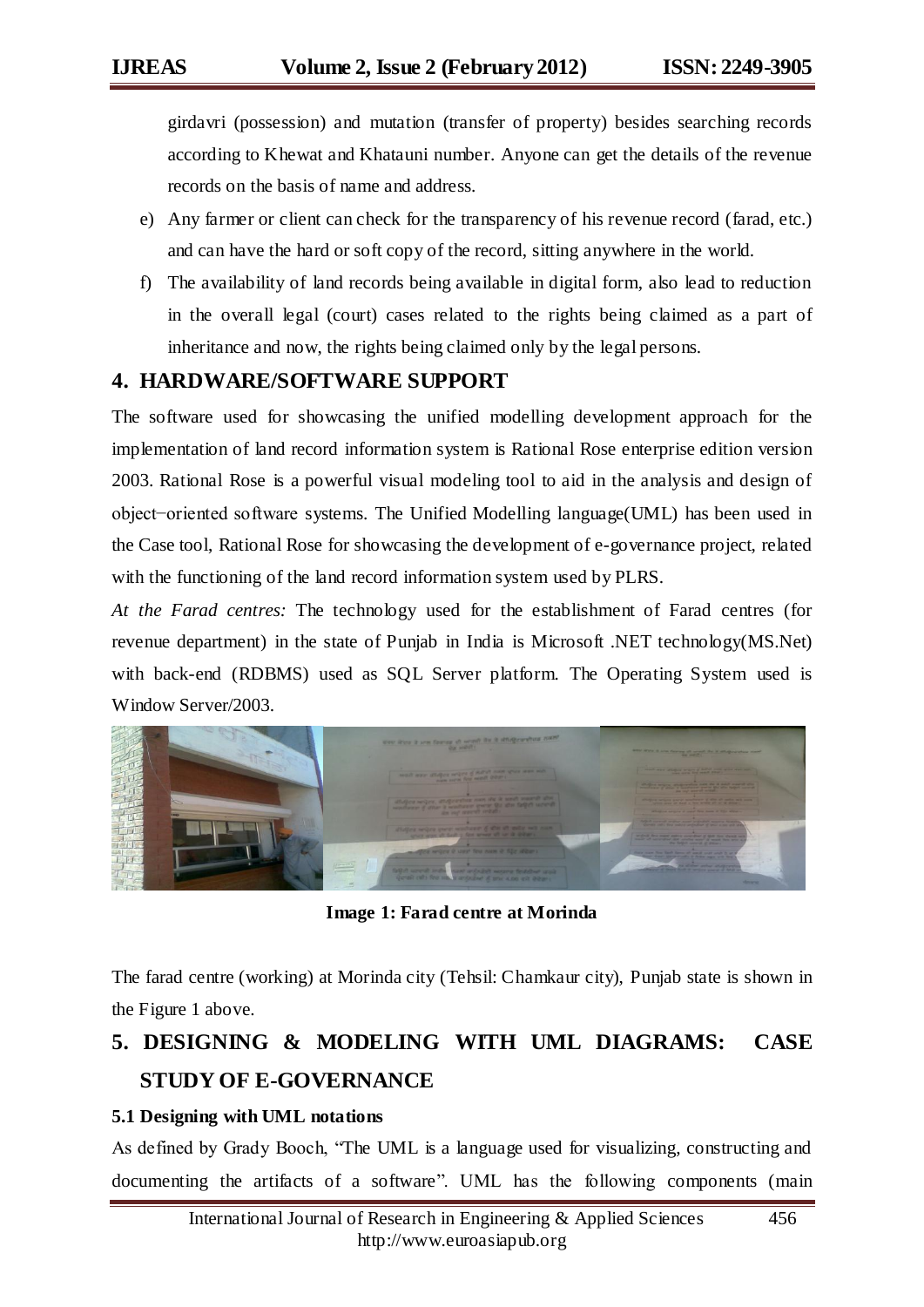girdavri (possession) and mutation (transfer of property) besides searching records according to Khewat and Khatauni number. Anyone can get the details of the revenue records on the basis of name and address.

e) Any farmer or client can check for the transparency of his revenue record (farad, etc.) and can have the hard or soft copy of the record, sitting anywhere in the world.

f) The availability of land records being available in digital form, also lead to reduction in the overall legal (court) cases related to the rights being claimed as a part of inheritance and now, the rights being claimed only by the legal persons.

## 4. HARDWARE/SOFTWARE SUPPORT

The software used for showcasing the unified modelling development approach for the implementation of land record information system is Rational Rose enterprise edition version 2003. Rational Rose is a powerful visual modeling tool to aid in the analysis and design of object−oriented software systems. The Unified Modelling language(UML) has been used in the Case tool, Rational Rose for showcasing the development of e-governance project, related with the functioning of the land record information system used by PLRS.

*At the Farad centres:* The technology used for the establishment of Farad centres (for revenue department) in the state of Punjab in India is Microsoft .NET technology(MS.Net) with back-end (RDBMS) used as SQL Server platform. The Operating System used is Window Server/2003.

**Image 1: Farad centre at Morinda**

The farad centre (working) at Morinda city (Tehsil: Chamkaur city), Punjab state is shown in the Figure 1 above.

## 5. DESIGNING & MODELING WITH UML DIAGRAMS: CASE STUDY OF E-GOVERNANCE

### 5.1 Designing with UML notations

As defined by Grady Booch, "The UML is a language used for visualizing, constructing and documenting the artifacts of a software". UML has the following components (main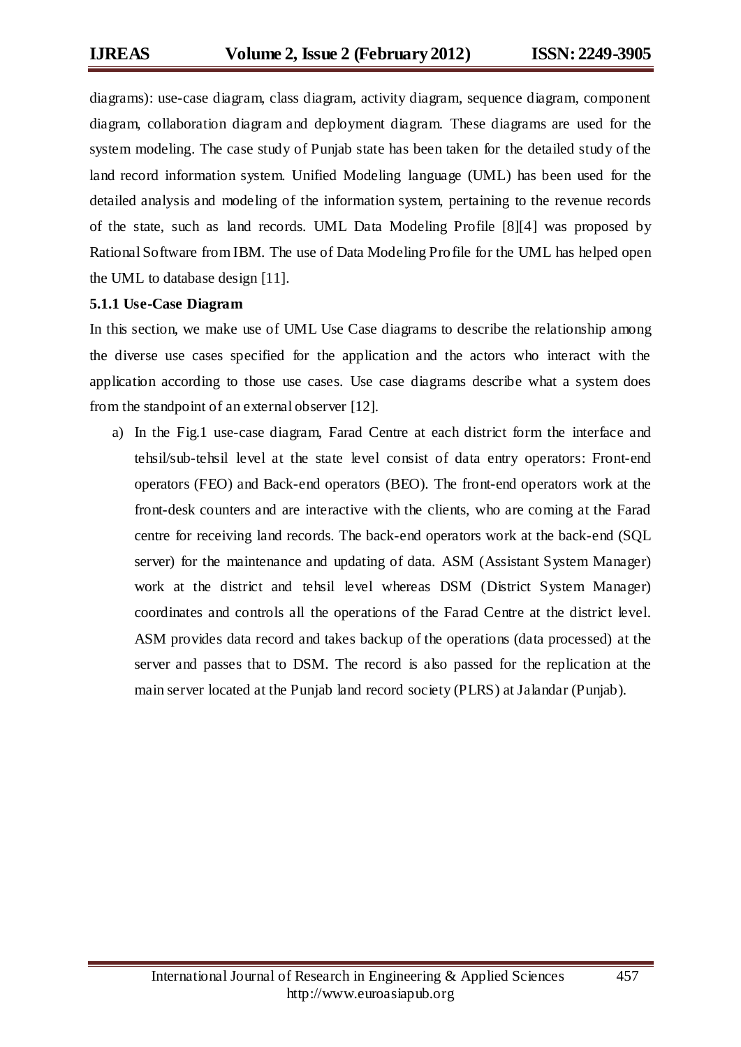diagrams): use-case diagram, class diagram, activity diagram, sequence diagram, component diagram, collaboration diagram and deployment diagram. These diagrams are used for the system modeling. The case study of Punjab state has been taken for the detailed study of the land record information system. Unified Modeling language (UML) has been used for the detailed analysis and modeling of the information system, pertaining to the revenue records of the state, such as land records. UML Data Modeling Profile [8][4] was proposed by Rational Software from IBM. The use of Data Modeling Profile for the UML has helped open the UML to database design [11].

**5.1.1 Use-Case Diagram**

In this section, we make use of UML Use Case diagrams to describe the relationship among the diverse use cases specified for the application and the actors who interact with the application according to those use cases. Use case diagrams describe what a system does from the standpoint of an external observer [12].

a) In the Fig.1 use-case diagram, Farad Centre at each district form the interface and tehsil/sub-tehsil level at the state level consist of data entry operators: Front-end operators (FEO) and Back-end operators (BEO). The front-end operators work at the front-desk counters and are interactive with the clients, who are coming at the Farad centre for receiving land records. The back-end operators work at the back-end (SQL server) for the maintenance and updating of data. ASM (Assistant System Manager) work at the district and tehsil level whereas DSM (District System Manager) coordinates and controls all the operations of the Farad Centre at the district level. ASM provides data record and takes backup of the operations (data processed) at the server and passes that to DSM. The record is also passed for the replication at the main server located at the Punjab land record society (PLRS) at Jalandar (Punjab).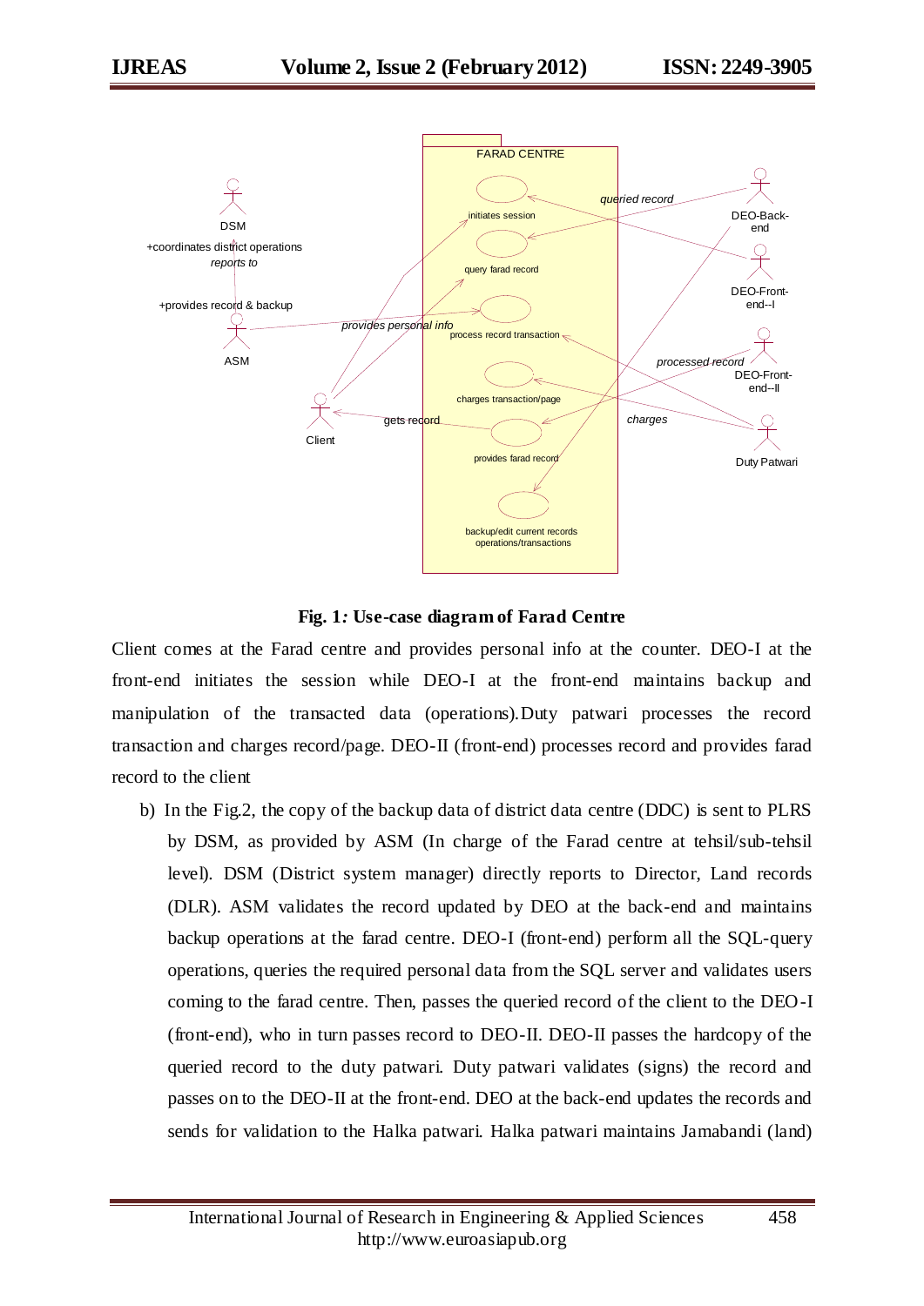**Fig. 1: Use-case diagram of Farad Centre**

Client comes at the Farad centre and provides personal info at the counter. DEO-I at the front-end initiates the session while DEO-I at the front-end maintains backup and manipulation of the transacted data (operations). Duty patwari processes the record transaction and charges record/page. DEO-II (front-end) processes record and provides farad record to the client

b) In the Fig.2, the copy of the backup data of district data centre (DDC) is sent to PLRS by DSM, as provided by ASM (In charge of the Farad centre at tehsil/sub-tehsil level). DSM (District system manager) directly reports to Director, Land records (DLR). ASM validates the record updated by DEO at the back-end and maintains backup operations at the farad centre. DEO-I (front-end) perform all the SQL-query operations, queries the required personal data from the SQL server and validates users coming to the farad centre. Then, passes the queried record of the client to the DEO-I (front-end), who in turn passes record to DEO-II. DEO-II passes the hardcopy of the queried record to the duty patwari. Duty patwari validates (signs) the record and passes on to the DEO-II at the front-end. DEO at the back-end updates the records and sends for validation to the Halka patwari. Halka patwari maintains Jamabandi (land)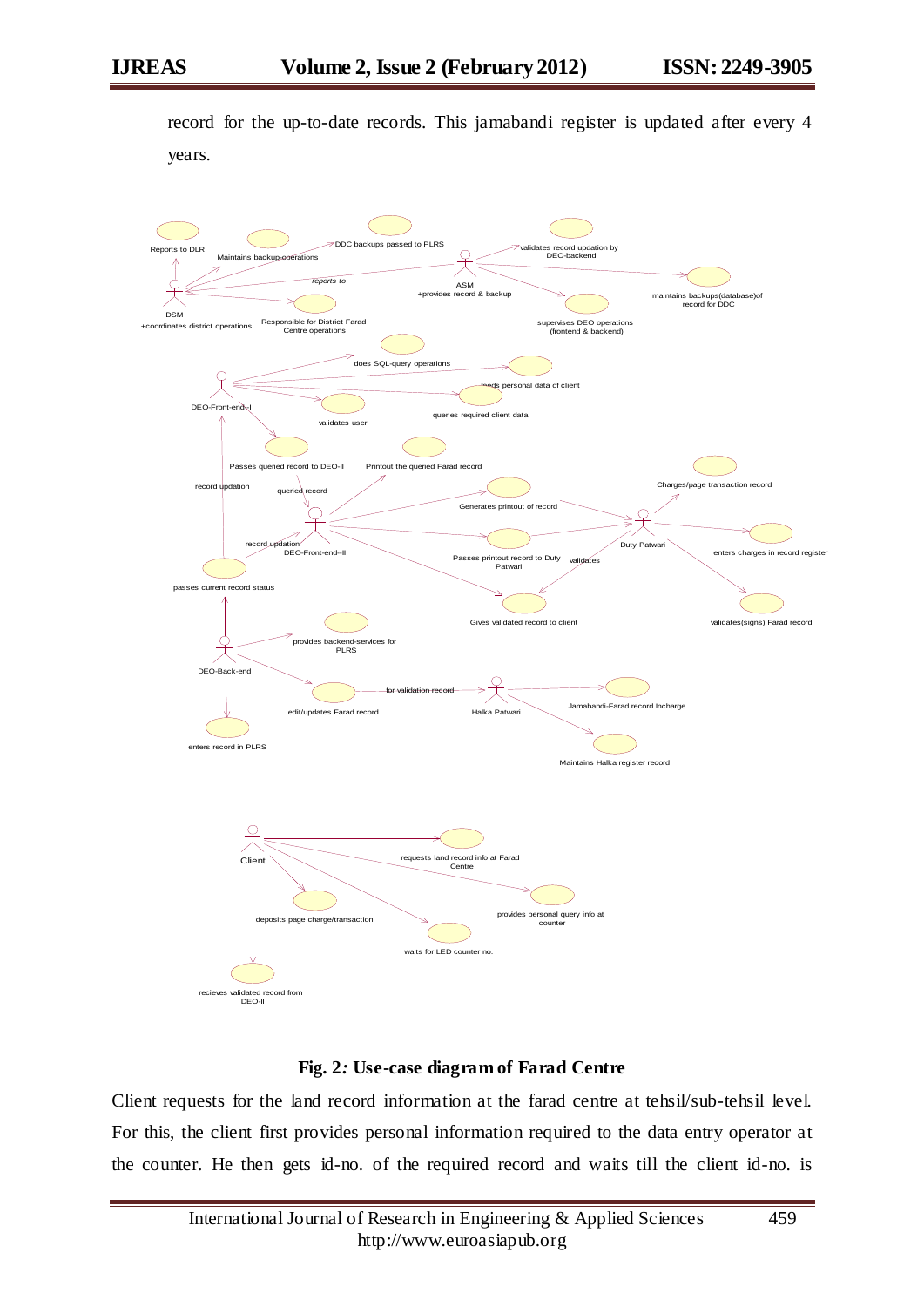record for the up-to-date records. This jamabandi register is updated after every 4 years.

**Fig. 2: Use-case diagram of Farad Centre**

Client requests for the land record information at the farad centre at tehsil/sub-tehsil level. For this, the client first provides personal information required to the data entry operator at the counter. He then gets id-no. of the required record and waits till the client id-no. is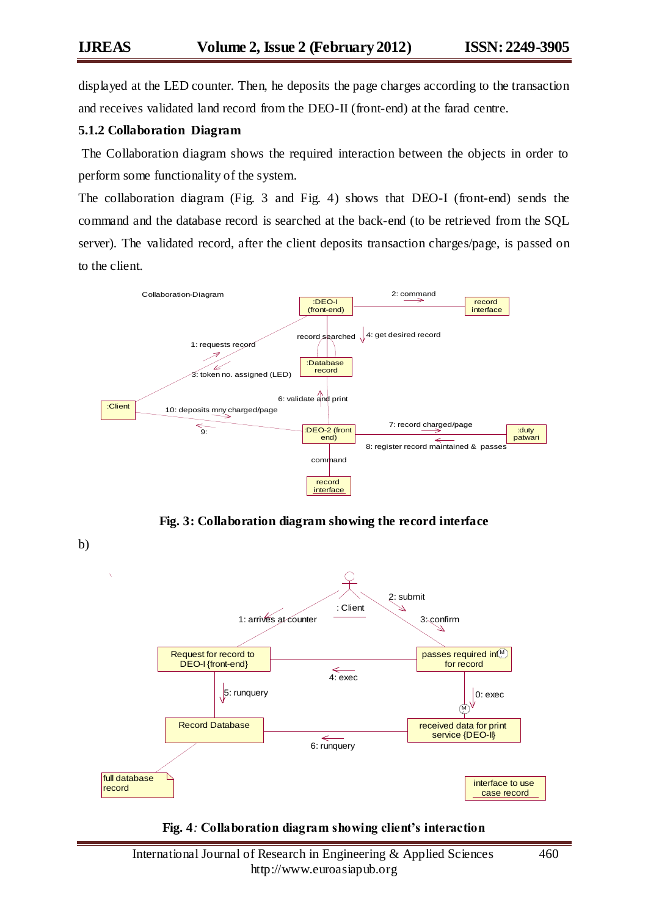displayed at the LED counter. Then, he deposits the page charges according to the transaction and receives validated land record from the DEO-II (front-end) at the farad centre.

### 5.1.2 Collaboration Diagram

The Collaboration diagram shows the required interaction between the objects in order to perform some functionality of the system.

The collaboration diagram (Fig. 3 and Fig. 4) shows that DEO-I (front-end) sends the command and the database record is searched at the back-end (to be retrieved from the SQL server). The validated record, after the client deposits transaction charges/page, is passed on to the client.

**Fig. 3: Collaboration diagram showing the record interface**

b)

**Fig. 4: Collaboration diagram showing client's interaction**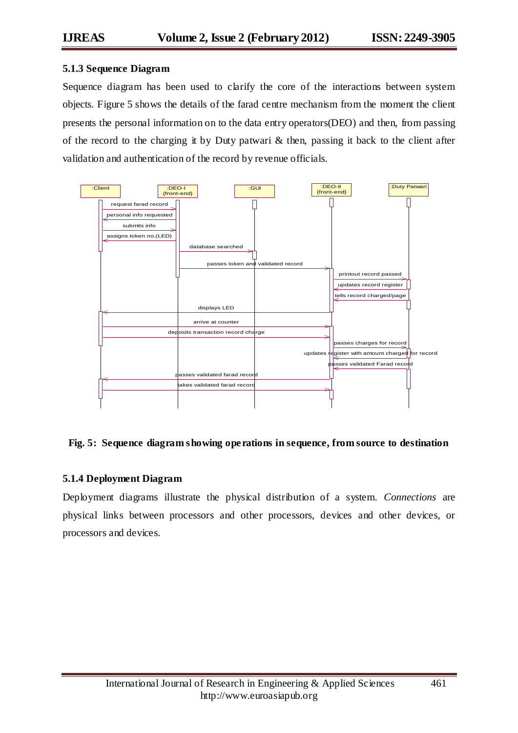### 5.1.3 Sequence Diagram

Sequence diagram has been used to clarify the core of the interactions between system objects. Figure 5 shows the details of the farad centre mechanism from the moment the client presents the personal information on to the data entry operators(DEO) and then, from passing of the record to the charging it by Duty patwari & then, passing it back to the client after validation and authentication of the record by revenue officials.

**Fig. 5: Sequence diagram showing operations in sequence, from source to destination**

### 5.1.4 Deployment Diagram

Deployment diagrams illustrate the physical distribution of a system. *Connections* are physical links between processors and other processors, devices and other devices, or processors and devices.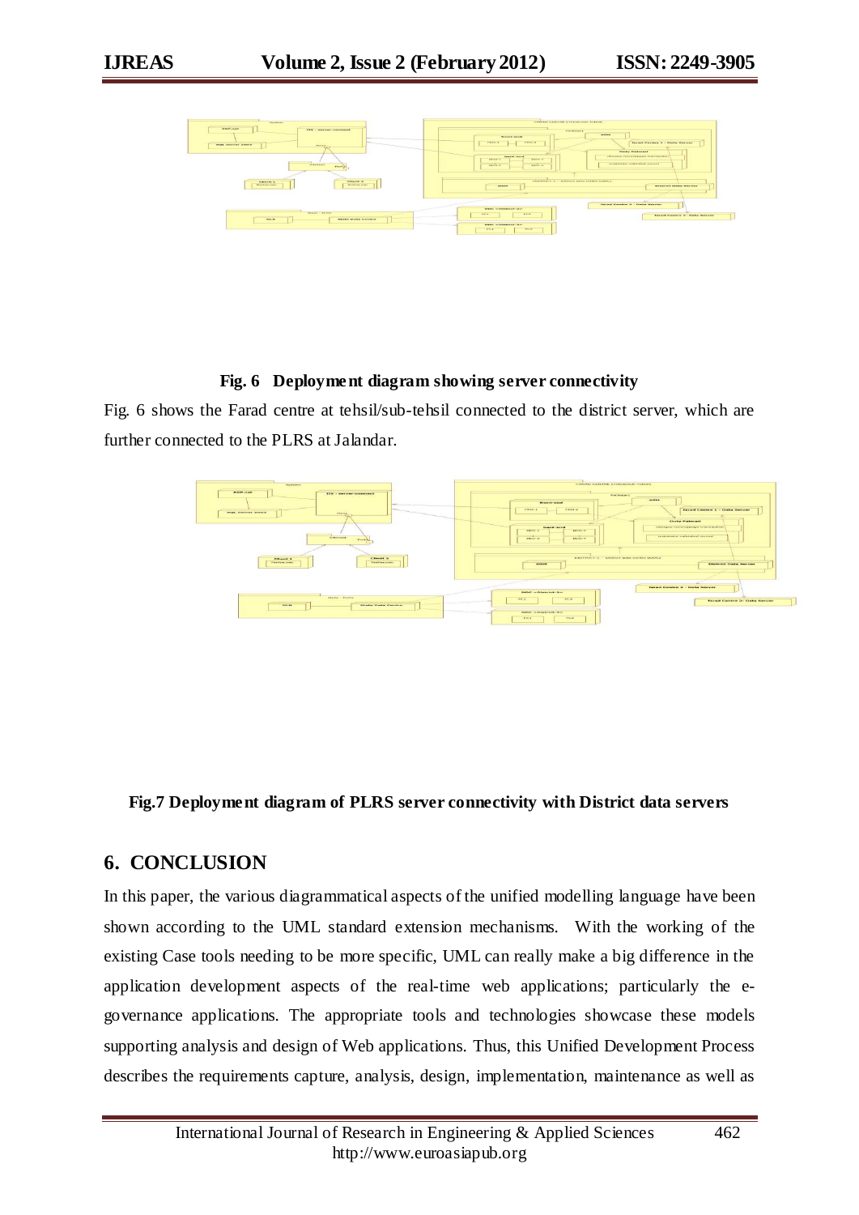**Fig. 6 Deployment diagram showing server connectivity**

Fig. 6 shows the Farad centre at tehsil/sub-tehsil connected to the district server, which are further connected to the PLRS at Jalandar.

**Fig.7 Deployment diagram of PLRS server connectivity with District data servers**

## 6. CONCLUSION

In this paper, the various diagrammatical aspects of the unified modelling language have been shown according to the UML standard extension mechanisms. With the working of the existing Case tools needing to be more specific, UML can really make a big difference in the application development aspects of the real-time web applications; particularly the e-governance applications. The appropriate tools and technologies showcase these models supporting analysis and design of Web applications. Thus, this Unified Development Process describes the requirements capture, analysis, design, implementation, maintenance as well as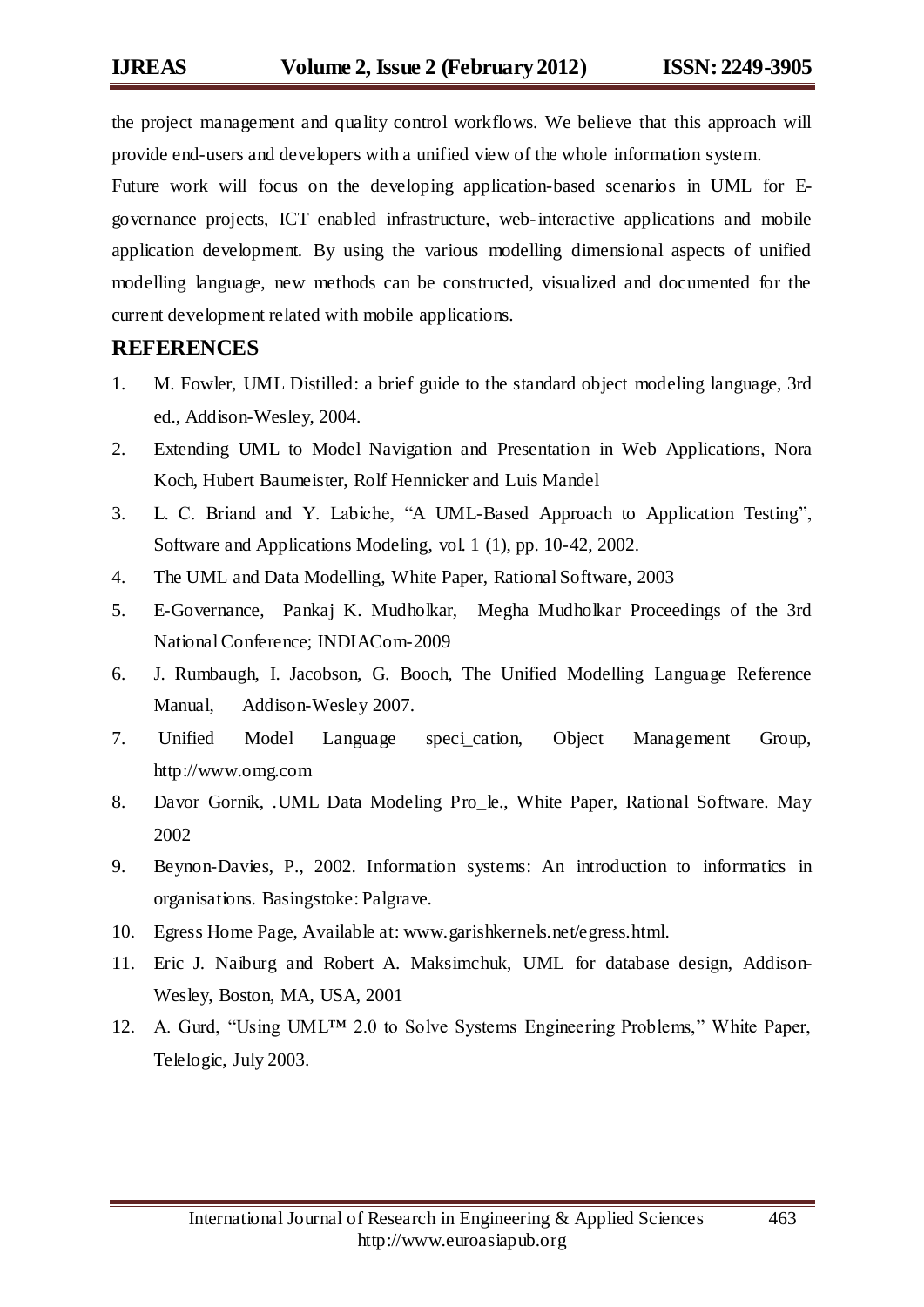the project management and quality control workflows. We believe that this approach will provide end-users and developers with a unified view of the whole information system.

Future work will focus on the developing application-based scenarios in UML for E-governance projects, ICT enabled infrastructure, web-interactive applications and mobile application development. By using the various modelling dimensional aspects of unified modelling language, new methods can be constructed, visualized and documented for the current development related with mobile applications.

## REFERENCES

1. M. Fowler, UML Distilled: a brief guide to the standard object modeling language, 3rd ed., Addison-Wesley, 2004.
2. Extending UML to Model Navigation and Presentation in Web Applications, Nora Koch, Hubert Baumeister, Rolf Hennicker and Luis Mandel
3. L. C. Briand and Y. Labiche, "A UML-Based Approach to Application Testing", Software and Applications Modeling, vol. 1 (1), pp. 10-42, 2002.
4. The UML and Data Modelling, White Paper, Rational Software, 2003
5. E-Governance, Pankaj K. Mudholkar, Megha Mudholkar Proceedings of the 3rd National Conference; INDIACom-2009
6. J. Rumbaugh, I. Jacobson, G. Booch, The Unified Modelling Language Reference Manual, Addison-Wesley 2007.
7. Unified Model Language speci_cation, Object Management Group, http://www.omg.com
8. Davor Gornik, .UML Data Modeling Pro_le., White Paper, Rational Software. May 2002
9. Beynon-Davies, P., 2002. Information systems: An introduction to informatics in organisations. Basingstoke: Palgrave.
10. Egress Home Page, Available at: www.garishkernels.net/egress.html.
11. Eric J. Naiburg and Robert A. Maksimchuk, UML for database design, Addison-Wesley, Boston, MA, USA, 2001
12. A. Gurd, "Using UML™ 2.0 to Solve Systems Engineering Problems," White Paper, Telelogic, July 2003.